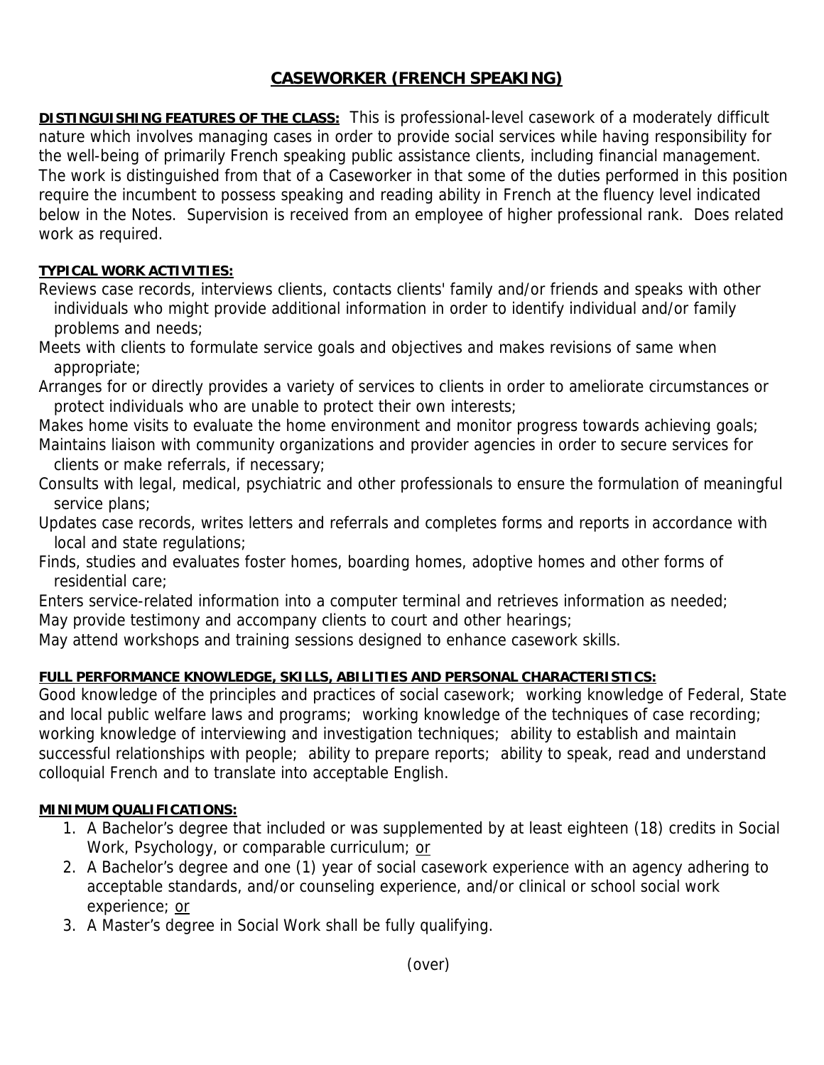# CASEWORKER (FRENCH SPEAKING)

**DISTINGUISHING FEATURES OF THE CLASS:** This is professional-level casework of a moderately difficult nature which involves managing cases in order to provide social services while having responsibility for the well-being of primarily French speaking public assistance clients, including financial management. The work is distinguished from that of a Caseworker in that some of the duties performed in this position require the incumbent to possess speaking and reading ability in French at the fluency level indicated below in the Notes. Supervision is received from an employee of higher professional rank. Does related work as required.

**TYPICAL WORK ACTIVITIES:**

Reviews case records, interviews clients, contacts clients' family and/or friends and speaks with other individuals who might provide additional information in order to identify individual and/or family problems and needs;

Meets with clients to formulate service goals and objectives and makes revisions of same when appropriate;

Arranges for or directly provides a variety of services to clients in order to ameliorate circumstances or protect individuals who are unable to protect their own interests;

Makes home visits to evaluate the home environment and monitor progress towards achieving goals;

Maintains liaison with community organizations and provider agencies in order to secure services for clients or make referrals, if necessary;

Consults with legal, medical, psychiatric and other professionals to ensure the formulation of meaningful service plans;

Updates case records, writes letters and referrals and completes forms and reports in accordance with local and state regulations;

Finds, studies and evaluates foster homes, boarding homes, adoptive homes and other forms of residential care;

Enters service-related information into a computer terminal and retrieves information as needed;

May provide testimony and accompany clients to court and other hearings;

May attend workshops and training sessions designed to enhance casework skills.

**FULL PERFORMANCE KNOWLEDGE, SKILLS, ABILITIES AND PERSONAL CHARACTERISTICS:**

Good knowledge of the principles and practices of social casework; working knowledge of Federal, State and local public welfare laws and programs; working knowledge of the techniques of case recording; working knowledge of interviewing and investigation techniques; ability to establish and maintain successful relationships with people; ability to prepare reports; ability to speak, read and understand colloquial French and to translate into acceptable English.

**MINIMUM QUALIFICATIONS:**

1. A Bachelor's degree that included or was supplemented by at least eighteen (18) credits in Social Work, Psychology, or comparable curriculum; <u>or</u>
2. A Bachelor's degree and one (1) year of social casework experience with an agency adhering to acceptable standards, and/or counseling experience, and/or clinical or school social work experience; <u>or</u>
3. A Master's degree in Social Work shall be fully qualifying.

(over)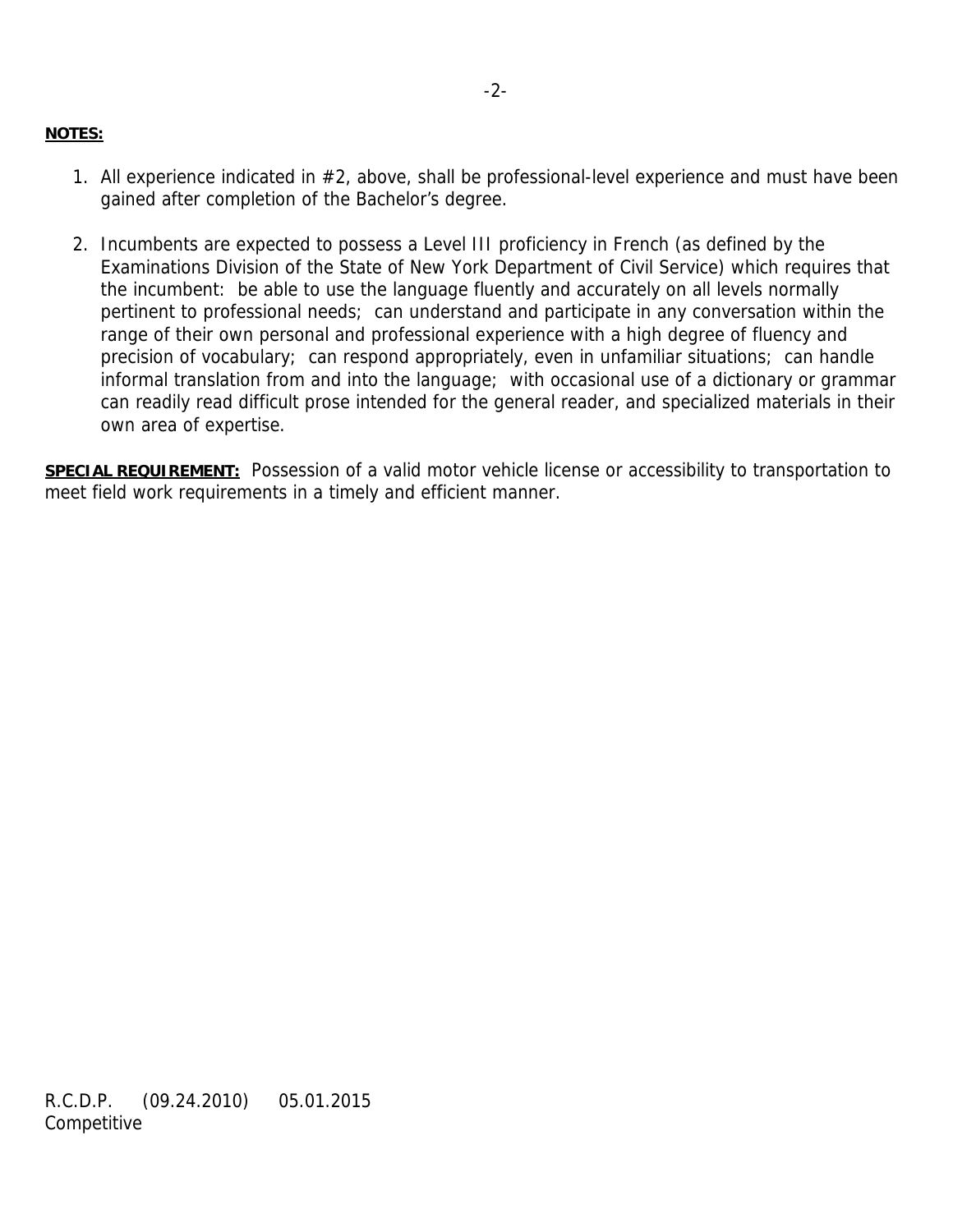**NOTES:**

1. All experience indicated in #2, above, shall be professional-level experience and must have been gained after completion of the Bachelor's degree.

2. Incumbents are expected to possess a Level III proficiency in French (as defined by the Examinations Division of the State of New York Department of Civil Service) which requires that the incumbent: be able to use the language fluently and accurately on all levels normally pertinent to professional needs; can understand and participate in any conversation within the range of their own personal and professional experience with a high degree of fluency and precision of vocabulary; can respond appropriately, even in unfamiliar situations; can handle informal translation from and into the language; with occasional use of a dictionary or grammar can readily read difficult prose intended for the general reader, and specialized materials in their own area of expertise.

**SPECIAL REQUIREMENT:** Possession of a valid motor vehicle license or accessibility to transportation to meet field work requirements in a timely and efficient manner.

R.C.D.P. (09.24.2010) 05.01.2015
Competitive